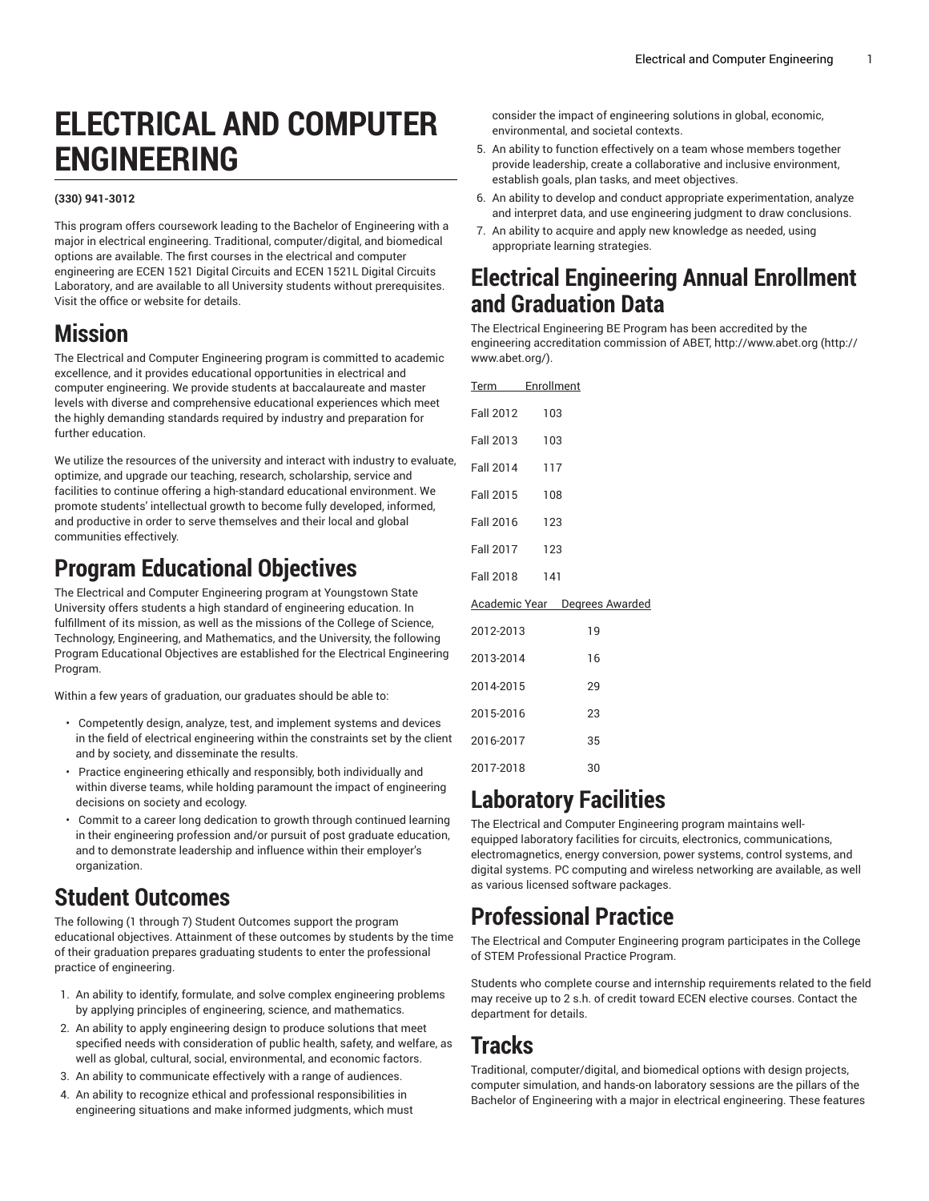# ELECTRICAL AND COMPUTER ENGINEERING

**(330) 941-3012**

This program offers coursework leading to the Bachelor of Engineering with a major in electrical engineering. Traditional, computer/digital, and biomedical options are available. The first courses in the electrical and computer engineering are ECEN 1521 Digital Circuits and ECEN 1521L Digital Circuits Laboratory, and are available to all University students without prerequisites. Visit the office or website for details.

## Mission

The Electrical and Computer Engineering program is committed to academic excellence, and it provides educational opportunities in electrical and computer engineering. We provide students at baccalaureate and master levels with diverse and comprehensive educational experiences which meet the highly demanding standards required by industry and preparation for further education.

We utilize the resources of the university and interact with industry to evaluate, optimize, and upgrade our teaching, research, scholarship, service and facilities to continue offering a high-standard educational environment. We promote students' intellectual growth to become fully developed, informed, and productive in order to serve themselves and their local and global communities effectively.

## Program Educational Objectives

The Electrical and Computer Engineering program at Youngstown State University offers students a high standard of engineering education. In fulfillment of its mission, as well as the missions of the College of Science, Technology, Engineering, and Mathematics, and the University, the following Program Educational Objectives are established for the Electrical Engineering Program.

Within a few years of graduation, our graduates should be able to:

- Competently design, analyze, test, and implement systems and devices in the field of electrical engineering within the constraints set by the client and by society, and disseminate the results.
- Practice engineering ethically and responsibly, both individually and within diverse teams, while holding paramount the impact of engineering decisions on society and ecology.
- Commit to a career long dedication to growth through continued learning in their engineering profession and/or pursuit of post graduate education, and to demonstrate leadership and influence within their employer's organization.

## Student Outcomes

The following (1 through 7) Student Outcomes support the program educational objectives. Attainment of these outcomes by students by the time of their graduation prepares graduating students to enter the professional practice of engineering.

1. An ability to identify, formulate, and solve complex engineering problems by applying principles of engineering, science, and mathematics.
2. An ability to apply engineering design to produce solutions that meet specified needs with consideration of public health, safety, and welfare, as well as global, cultural, social, environmental, and economic factors.
3. An ability to communicate effectively with a range of audiences.
4. An ability to recognize ethical and professional responsibilities in engineering situations and make informed judgments, which must consider the impact of engineering solutions in global, economic, environmental, and societal contexts.
5. An ability to function effectively on a team whose members together provide leadership, create a collaborative and inclusive environment, establish goals, plan tasks, and meet objectives.
6. An ability to develop and conduct appropriate experimentation, analyze and interpret data, and use engineering judgment to draw conclusions.
7. An ability to acquire and apply new knowledge as needed, using appropriate learning strategies.

## Electrical Engineering Annual Enrollment and Graduation Data

The Electrical Engineering BE Program has been accredited by the engineering accreditation commission of ABET, http://www.abet.org (http://www.abet.org/).

| Term | Enrollment |
| --- | --- |
| Fall 2012 | 103 |
| Fall 2013 | 103 |
| Fall 2014 | 117 |
| Fall 2015 | 108 |
| Fall 2016 | 123 |
| Fall 2017 | 123 |
| Fall 2018 | 141 |

| Academic Year | Degrees Awarded |
| --- | --- |
| 2012-2013 | 19 |
| 2013-2014 | 16 |
| 2014-2015 | 29 |
| 2015-2016 | 23 |
| 2016-2017 | 35 |
| 2017-2018 | 30 |

## Laboratory Facilities

The Electrical and Computer Engineering program maintains well-equipped laboratory facilities for circuits, electronics, communications, electromagnetics, energy conversion, power systems, control systems, and digital systems. PC computing and wireless networking are available, as well as various licensed software packages.

## Professional Practice

The Electrical and Computer Engineering program participates in the College of STEM Professional Practice Program.

Students who complete course and internship requirements related to the field may receive up to 2 s.h. of credit toward ECEN elective courses. Contact the department for details.

## Tracks

Traditional, computer/digital, and biomedical options with design projects, computer simulation, and hands-on laboratory sessions are the pillars of the Bachelor of Engineering with a major in electrical engineering. These features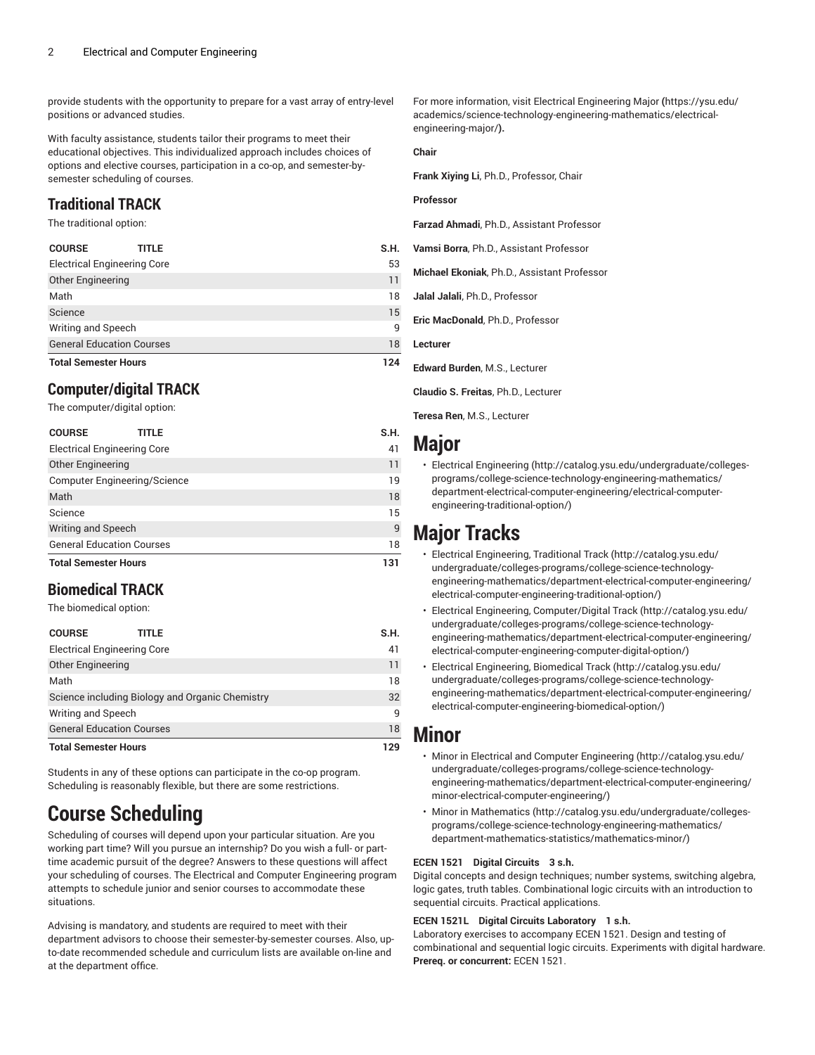provide students with the opportunity to prepare for a vast array of entry-level positions or advanced studies.

With faculty assistance, students tailor their programs to meet their educational objectives. This individualized approach includes choices of options and elective courses, participation in a co-op, and semester-by-semester scheduling of courses.

## Traditional TRACK

The traditional option:

| COURSE | TITLE | S.H. |
|---|---|---|
| Electrical Engineering Core | | 53 |
| Other Engineering | | 11 |
| Math | | 18 |
| Science | | 15 |
| Writing and Speech | | 9 |
| General Education Courses | | 18 |
| **Total Semester Hours** | | **124** |

## Computer/digital TRACK

The computer/digital option:

| COURSE | TITLE | S.H. |
|---|---|---|
| Electrical Engineering Core | | 41 |
| Other Engineering | | 11 |
| Computer Engineering/Science | | 19 |
| Math | | 18 |
| Science | | 15 |
| Writing and Speech | | 9 |
| General Education Courses | | 18 |
| **Total Semester Hours** | | **131** |

## Biomedical TRACK

The biomedical option:

| COURSE | TITLE | S.H. |
|---|---|---|
| Electrical Engineering Core | | 41 |
| Other Engineering | | 11 |
| Math | | 18 |
| Science including Biology and Organic Chemistry | | 32 |
| Writing and Speech | | 9 |
| General Education Courses | | 18 |
| **Total Semester Hours** | | **129** |

Students in any of these options can participate in the co-op program. Scheduling is reasonably flexible, but there are some restrictions.

# Course Scheduling

Scheduling of courses will depend upon your particular situation. Are you working part time? Will you pursue an internship? Do you wish a full- or part-time academic pursuit of the degree? Answers to these questions will affect your scheduling of courses. The Electrical and Computer Engineering program attempts to schedule junior and senior courses to accommodate these situations.

Advising is mandatory, and students are required to meet with their department advisors to choose their semester-by-semester courses. Also, up-to-date recommended schedule and curriculum lists are available on-line and at the department office.

For more information, visit Electrical Engineering Major **(**https://ysu.edu/academics/science-technology-engineering-mathematics/electrical-engineering-major/**).**

**Chair**

**Frank Xiying Li**, Ph.D., Professor, Chair

**Professor**

**Farzad Ahmadi**, Ph.D., Assistant Professor

**Vamsi Borra**, Ph.D., Assistant Professor

**Michael Ekoniak**, Ph.D., Assistant Professor

**Jalal Jalali**, Ph.D., Professor

**Eric MacDonald**, Ph.D., Professor

**Lecturer**

**Edward Burden**, M.S., Lecturer

**Claudio S. Freitas**, Ph.D., Lecturer

**Teresa Ren**, M.S., Lecturer

# Major

- Electrical Engineering (http://catalog.ysu.edu/undergraduate/colleges-programs/college-science-technology-engineering-mathematics/department-electrical-computer-engineering/electrical-computer-engineering-traditional-option/)

# Major Tracks

- Electrical Engineering, Traditional Track (http://catalog.ysu.edu/undergraduate/colleges-programs/college-science-technology-engineering-mathematics/department-electrical-computer-engineering/electrical-computer-engineering-traditional-option/)
- Electrical Engineering, Computer/Digital Track (http://catalog.ysu.edu/undergraduate/colleges-programs/college-science-technology-engineering-mathematics/department-electrical-computer-engineering/electrical-computer-engineering-computer-digital-option/)
- Electrical Engineering, Biomedical Track (http://catalog.ysu.edu/undergraduate/colleges-programs/college-science-technology-engineering-mathematics/department-electrical-computer-engineering/electrical-computer-engineering-biomedical-option/)

# Minor

- Minor in Electrical and Computer Engineering (http://catalog.ysu.edu/undergraduate/colleges-programs/college-science-technology-engineering-mathematics/department-electrical-computer-engineering/minor-electrical-computer-engineering/)
- Minor in Mathematics (http://catalog.ysu.edu/undergraduate/colleges-programs/college-science-technology-engineering-mathematics/department-mathematics-statistics/mathematics-minor/)

**ECEN 1521 Digital Circuits 3 s.h.**

Digital concepts and design techniques; number systems, switching algebra, logic gates, truth tables. Combinational logic circuits with an introduction to sequential circuits. Practical applications.

**ECEN 1521L Digital Circuits Laboratory 1 s.h.**

Laboratory exercises to accompany ECEN 1521. Design and testing of combinational and sequential logic circuits. Experiments with digital hardware.
**Prereq. or concurrent:** ECEN 1521.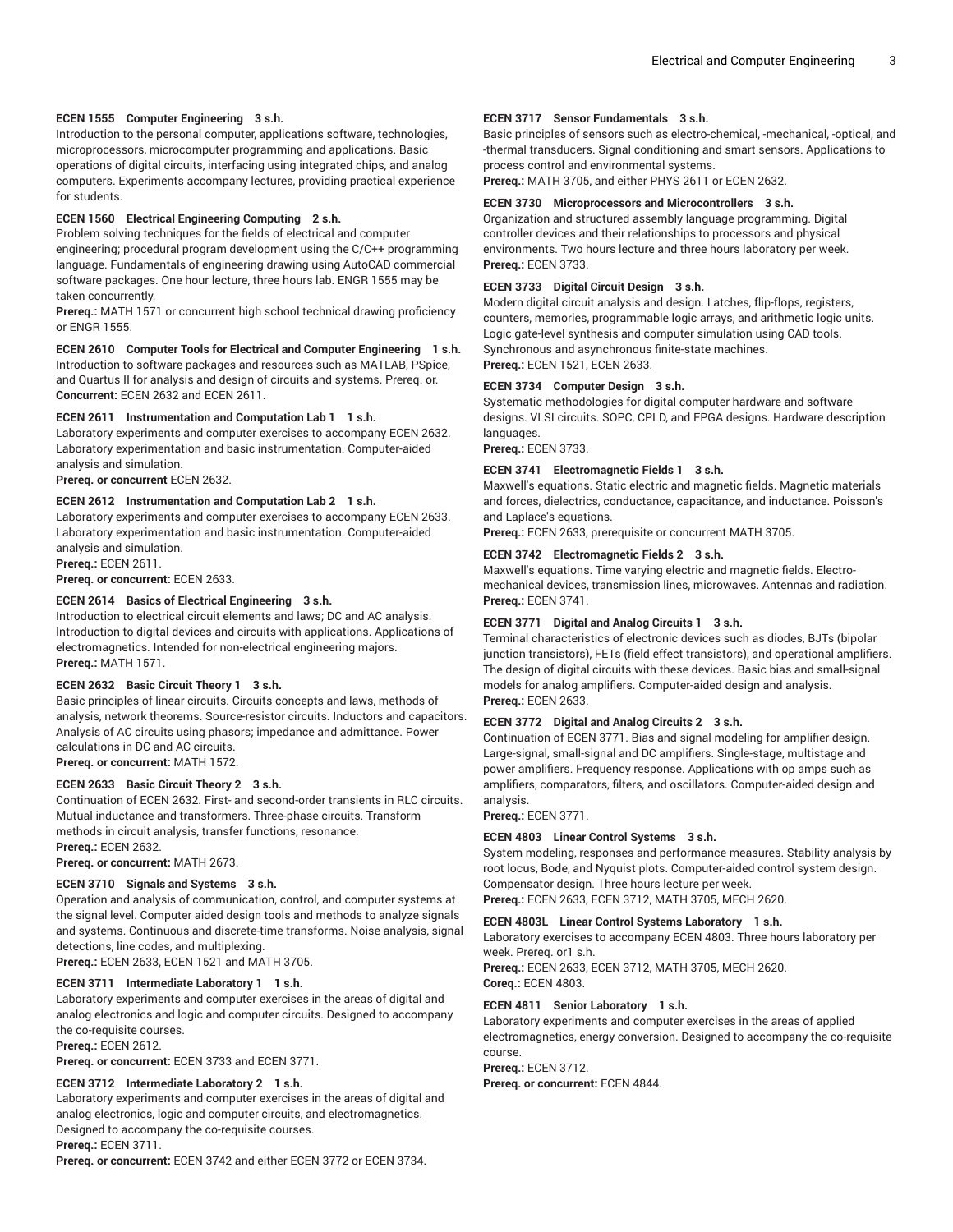**ECEN 1555 Computer Engineering 3 s.h.**

Introduction to the personal computer, applications software, technologies, microprocessors, microcomputer programming and applications. Basic operations of digital circuits, interfacing using integrated chips, and analog computers. Experiments accompany lectures, providing practical experience for students.

**ECEN 1560 Electrical Engineering Computing 2 s.h.**

Problem solving techniques for the fields of electrical and computer engineering; procedural program development using the C/C++ programming language. Fundamentals of engineering drawing using AutoCAD commercial software packages. One hour lecture, three hours lab. ENGR 1555 may be taken concurrently.

**Prereq.:** MATH 1571 or concurrent high school technical drawing proficiency or ENGR 1555.

**ECEN 2610 Computer Tools for Electrical and Computer Engineering 1 s.h.**

Introduction to software packages and resources such as MATLAB, PSpice, and Quartus II for analysis and design of circuits and systems. Prereq. or.

**Concurrent:** ECEN 2632 and ECEN 2611.

**ECEN 2611 Instrumentation and Computation Lab 1 1 s.h.**

Laboratory experiments and computer exercises to accompany ECEN 2632. Laboratory experimentation and basic instrumentation. Computer-aided analysis and simulation.

**Prereq. or concurrent** ECEN 2632.

**ECEN 2612 Instrumentation and Computation Lab 2 1 s.h.**

Laboratory experiments and computer exercises to accompany ECEN 2633. Laboratory experimentation and basic instrumentation. Computer-aided analysis and simulation.

**Prereq.:** ECEN 2611.

**Prereq. or concurrent:** ECEN 2633.

**ECEN 2614 Basics of Electrical Engineering 3 s.h.**

Introduction to electrical circuit elements and laws; DC and AC analysis. Introduction to digital devices and circuits with applications. Applications of electromagnetics. Intended for non-electrical engineering majors.

**Prereq.:** MATH 1571.

**ECEN 2632 Basic Circuit Theory 1 3 s.h.**

Basic principles of linear circuits. Circuits concepts and laws, methods of analysis, network theorems. Source-resistor circuits. Inductors and capacitors. Analysis of AC circuits using phasors; impedance and admittance. Power calculations in DC and AC circuits.

**Prereq. or concurrent:** MATH 1572.

**ECEN 2633 Basic Circuit Theory 2 3 s.h.**

Continuation of ECEN 2632. First- and second-order transients in RLC circuits. Mutual inductance and transformers. Three-phase circuits. Transform methods in circuit analysis, transfer functions, resonance.

**Prereq.:** ECEN 2632.

**Prereq. or concurrent:** MATH 2673.

**ECEN 3710 Signals and Systems 3 s.h.**

Operation and analysis of communication, control, and computer systems at the signal level. Computer aided design tools and methods to analyze signals and systems. Continuous and discrete-time transforms. Noise analysis, signal detections, line codes, and multiplexing.

**Prereq.:** ECEN 2633, ECEN 1521 and MATH 3705.

**ECEN 3711 Intermediate Laboratory 1 1 s.h.**

Laboratory experiments and computer exercises in the areas of digital and analog electronics and logic and computer circuits. Designed to accompany the co-requisite courses.

**Prereq.:** ECEN 2612.

**Prereq. or concurrent:** ECEN 3733 and ECEN 3771.

**ECEN 3712 Intermediate Laboratory 2 1 s.h.**

Laboratory experiments and computer exercises in the areas of digital and analog electronics, logic and computer circuits, and electromagnetics. Designed to accompany the co-requisite courses.

**Prereq.:** ECEN 3711.

**Prereq. or concurrent:** ECEN 3742 and either ECEN 3772 or ECEN 3734.

**ECEN 3717 Sensor Fundamentals 3 s.h.**

Basic principles of sensors such as electro-chemical, -mechanical, -optical, and -thermal transducers. Signal conditioning and smart sensors. Applications to process control and environmental systems.

**Prereq.:** MATH 3705, and either PHYS 2611 or ECEN 2632.

**ECEN 3730 Microprocessors and Microcontrollers 3 s.h.**

Organization and structured assembly language programming. Digital controller devices and their relationships to processors and physical environments. Two hours lecture and three hours laboratory per week.

**Prereq.:** ECEN 3733.

**ECEN 3733 Digital Circuit Design 3 s.h.**

Modern digital circuit analysis and design. Latches, flip-flops, registers, counters, memories, programmable logic arrays, and arithmetic logic units. Logic gate-level synthesis and computer simulation using CAD tools. Synchronous and asynchronous finite-state machines.

**Prereq.:** ECEN 1521, ECEN 2633.

**ECEN 3734 Computer Design 3 s.h.**

Systematic methodologies for digital computer hardware and software designs. VLSI circuits. SOPC, CPLD, and FPGA designs. Hardware description languages.

**Prereq.:** ECEN 3733.

**ECEN 3741 Electromagnetic Fields 1 3 s.h.**

Maxwell's equations. Static electric and magnetic fields. Magnetic materials and forces, dielectrics, conductance, capacitance, and inductance. Poisson's and Laplace's equations.

**Prereq.:** ECEN 2633, prerequisite or concurrent MATH 3705.

**ECEN 3742 Electromagnetic Fields 2 3 s.h.**

Maxwell's equations. Time varying electric and magnetic fields. Electro-mechanical devices, transmission lines, microwaves. Antennas and radiation.

**Prereq.:** ECEN 3741.

**ECEN 3771 Digital and Analog Circuits 1 3 s.h.**

Terminal characteristics of electronic devices such as diodes, BJTs (bipolar junction transistors), FETs (field effect transistors), and operational amplifiers. The design of digital circuits with these devices. Basic bias and small-signal models for analog amplifiers. Computer-aided design and analysis.

**Prereq.:** ECEN 2633.

**ECEN 3772 Digital and Analog Circuits 2 3 s.h.**

Continuation of ECEN 3771. Bias and signal modeling for amplifier design. Large-signal, small-signal and DC amplifiers. Single-stage, multistage and power amplifiers. Frequency response. Applications with op amps such as amplifiers, comparators, filters, and oscillators. Computer-aided design and analysis.

**Prereq.:** ECEN 3771.

**ECEN 4803 Linear Control Systems 3 s.h.**

System modeling, responses and performance measures. Stability analysis by root locus, Bode, and Nyquist plots. Computer-aided control system design. Compensator design. Three hours lecture per week.

**Prereq.:** ECEN 2633, ECEN 3712, MATH 3705, MECH 2620.

**ECEN 4803L Linear Control Systems Laboratory 1 s.h.**

Laboratory exercises to accompany ECEN 4803. Three hours laboratory per week. Prereq. or1 s.h.

**Prereq.:** ECEN 2633, ECEN 3712, MATH 3705, MECH 2620.

**Coreq.:** ECEN 4803.

**ECEN 4811 Senior Laboratory 1 s.h.**

Laboratory experiments and computer exercises in the areas of applied electromagnetics, energy conversion. Designed to accompany the co-requisite course.

**Prereq.:** ECEN 3712.

**Prereq. or concurrent:** ECEN 4844.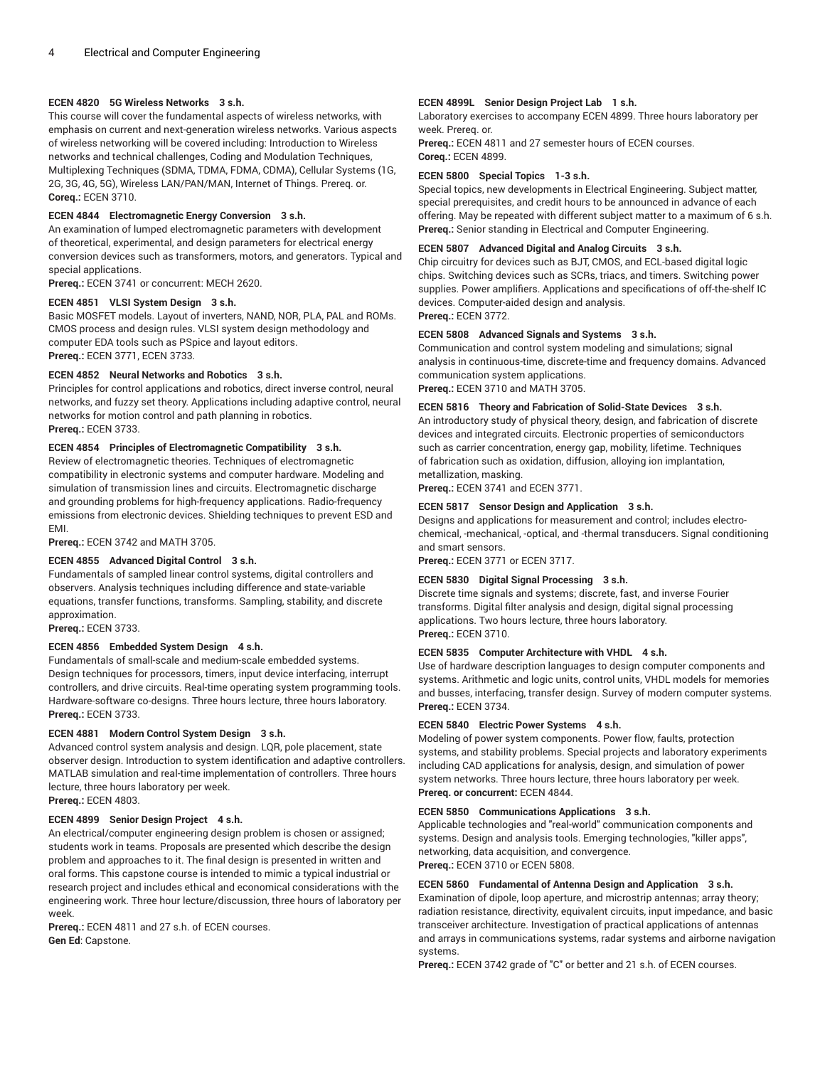**ECEN 4820 5G Wireless Networks 3 s.h.**
This course will cover the fundamental aspects of wireless networks, with emphasis on current and next-generation wireless networks. Various aspects of wireless networking will be covered including: Introduction to Wireless networks and technical challenges, Coding and Modulation Techniques, Multiplexing Techniques (SDMA, TDMA, FDMA, CDMA), Cellular Systems (1G, 2G, 3G, 4G, 5G), Wireless LAN/PAN/MAN, Internet of Things. Prereq. or.
**Coreq.:** ECEN 3710.

**ECEN 4844 Electromagnetic Energy Conversion 3 s.h.**
An examination of lumped electromagnetic parameters with development of theoretical, experimental, and design parameters for electrical energy conversion devices such as transformers, motors, and generators. Typical and special applications.
**Prereq.:** ECEN 3741 or concurrent: MECH 2620.

**ECEN 4851 VLSI System Design 3 s.h.**
Basic MOSFET models. Layout of inverters, NAND, NOR, PLA, PAL and ROMs. CMOS process and design rules. VLSI system design methodology and computer EDA tools such as PSpice and layout editors.
**Prereq.:** ECEN 3771, ECEN 3733.

**ECEN 4852 Neural Networks and Robotics 3 s.h.**
Principles for control applications and robotics, direct inverse control, neural networks, and fuzzy set theory. Applications including adaptive control, neural networks for motion control and path planning in robotics.
**Prereq.:** ECEN 3733.

**ECEN 4854 Principles of Electromagnetic Compatibility 3 s.h.**
Review of electromagnetic theories. Techniques of electromagnetic compatibility in electronic systems and computer hardware. Modeling and simulation of transmission lines and circuits. Electromagnetic discharge and grounding problems for high-frequency applications. Radio-frequency emissions from electronic devices. Shielding techniques to prevent ESD and EMI.
**Prereq.:** ECEN 3742 and MATH 3705.

**ECEN 4855 Advanced Digital Control 3 s.h.**
Fundamentals of sampled linear control systems, digital controllers and observers. Analysis techniques including difference and state-variable equations, transfer functions, transforms. Sampling, stability, and discrete approximation.
**Prereq.:** ECEN 3733.

**ECEN 4856 Embedded System Design 4 s.h.**
Fundamentals of small-scale and medium-scale embedded systems. Design techniques for processors, timers, input device interfacing, interrupt controllers, and drive circuits. Real-time operating system programming tools. Hardware-software co-designs. Three hours lecture, three hours laboratory.
**Prereq.:** ECEN 3733.

**ECEN 4881 Modern Control System Design 3 s.h.**
Advanced control system analysis and design. LQR, pole placement, state observer design. Introduction to system identification and adaptive controllers. MATLAB simulation and real-time implementation of controllers. Three hours lecture, three hours laboratory per week.
**Prereq.:** ECEN 4803.

**ECEN 4899 Senior Design Project 4 s.h.**
An electrical/computer engineering design problem is chosen or assigned; students work in teams. Proposals are presented which describe the design problem and approaches to it. The final design is presented in written and oral forms. This capstone course is intended to mimic a typical industrial or research project and includes ethical and economical considerations with the engineering work. Three hour lecture/discussion, three hours of laboratory per week.
**Prereq.:** ECEN 4811 and 27 s.h. of ECEN courses.
**Gen Ed**: Capstone.

**ECEN 4899L Senior Design Project Lab 1 s.h.**
Laboratory exercises to accompany ECEN 4899. Three hours laboratory per week. Prereq. or.
**Prereq.:** ECEN 4811 and 27 semester hours of ECEN courses.
**Coreq.:** ECEN 4899.

**ECEN 5800 Special Topics 1-3 s.h.**
Special topics, new developments in Electrical Engineering. Subject matter, special prerequisites, and credit hours to be announced in advance of each offering. May be repeated with different subject matter to a maximum of 6 s.h.
**Prereq.:** Senior standing in Electrical and Computer Engineering.

**ECEN 5807 Advanced Digital and Analog Circuits 3 s.h.**
Chip circuitry for devices such as BJT, CMOS, and ECL-based digital logic chips. Switching devices such as SCRs, triacs, and timers. Switching power supplies. Power amplifiers. Applications and specifications of off-the-shelf IC devices. Computer-aided design and analysis.
**Prereq.:** ECEN 3772.

**ECEN 5808 Advanced Signals and Systems 3 s.h.**
Communication and control system modeling and simulations; signal analysis in continuous-time, discrete-time and frequency domains. Advanced communication system applications.
**Prereq.:** ECEN 3710 and MATH 3705.

**ECEN 5816 Theory and Fabrication of Solid-State Devices 3 s.h.**
An introductory study of physical theory, design, and fabrication of discrete devices and integrated circuits. Electronic properties of semiconductors such as carrier concentration, energy gap, mobility, lifetime. Techniques of fabrication such as oxidation, diffusion, alloying ion implantation, metallization, masking.
**Prereq.:** ECEN 3741 and ECEN 3771.

**ECEN 5817 Sensor Design and Application 3 s.h.**
Designs and applications for measurement and control; includes electro-chemical, -mechanical, -optical, and -thermal transducers. Signal conditioning and smart sensors.
**Prereq.:** ECEN 3771 or ECEN 3717.

**ECEN 5830 Digital Signal Processing 3 s.h.**
Discrete time signals and systems; discrete, fast, and inverse Fourier transforms. Digital filter analysis and design, digital signal processing applications. Two hours lecture, three hours laboratory.
**Prereq.:** ECEN 3710.

**ECEN 5835 Computer Architecture with VHDL 4 s.h.**
Use of hardware description languages to design computer components and systems. Arithmetic and logic units, control units, VHDL models for memories and busses, interfacing, transfer design. Survey of modern computer systems.
**Prereq.:** ECEN 3734.

**ECEN 5840 Electric Power Systems 4 s.h.**
Modeling of power system components. Power flow, faults, protection systems, and stability problems. Special projects and laboratory experiments including CAD applications for analysis, design, and simulation of power system networks. Three hours lecture, three hours laboratory per week.
**Prereq. or concurrent:** ECEN 4844.

**ECEN 5850 Communications Applications 3 s.h.**
Applicable technologies and "real-world" communication components and systems. Design and analysis tools. Emerging technologies, "killer apps", networking, data acquisition, and convergence.
**Prereq.:** ECEN 3710 or ECEN 5808.

**ECEN 5860 Fundamental of Antenna Design and Application 3 s.h.**
Examination of dipole, loop aperture, and microstrip antennas; array theory; radiation resistance, directivity, equivalent circuits, input impedance, and basic transceiver architecture. Investigation of practical applications of antennas and arrays in communications systems, radar systems and airborne navigation systems.
**Prereq.:** ECEN 3742 grade of "C" or better and 21 s.h. of ECEN courses.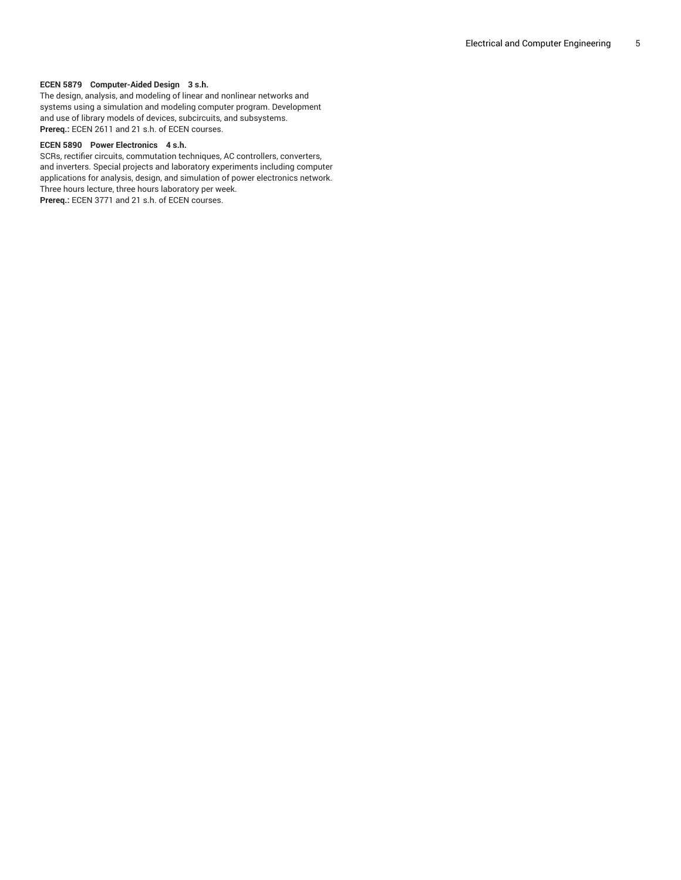**ECEN 5879 Computer-Aided Design 3 s.h.**
The design, analysis, and modeling of linear and nonlinear networks and systems using a simulation and modeling computer program. Development and use of library models of devices, subcircuits, and subsystems.
**Prereq.:** ECEN 2611 and 21 s.h. of ECEN courses.

**ECEN 5890 Power Electronics 4 s.h.**
SCRs, rectifier circuits, commutation techniques, AC controllers, converters, and inverters. Special projects and laboratory experiments including computer applications for analysis, design, and simulation of power electronics network. Three hours lecture, three hours laboratory per week.
**Prereq.:** ECEN 3771 and 21 s.h. of ECEN courses.